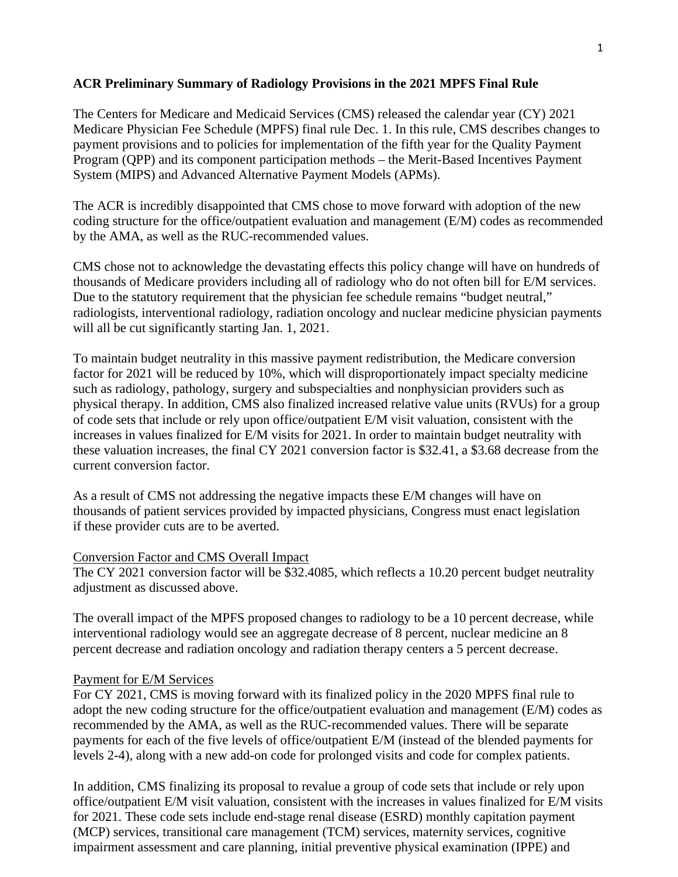**ACR Preliminary Summary of Radiology Provisions in the 2021 MPFS Final Rule**

The Centers for Medicare and Medicaid Services (CMS) released the calendar year (CY) 2021 Medicare Physician Fee Schedule (MPFS) final rule Dec. 1. In this rule, CMS describes changes to payment provisions and to policies for implementation of the fifth year for the Quality Payment Program (QPP) and its component participation methods – the Merit-Based Incentives Payment System (MIPS) and Advanced Alternative Payment Models (APMs).

The ACR is incredibly disappointed that CMS chose to move forward with adoption of the new coding structure for the office/outpatient evaluation and management (E/M) codes as recommended by the AMA, as well as the RUC-recommended values.

CMS chose not to acknowledge the devastating effects this policy change will have on hundreds of thousands of Medicare providers including all of radiology who do not often bill for E/M services. Due to the statutory requirement that the physician fee schedule remains "budget neutral," radiologists, interventional radiology, radiation oncology and nuclear medicine physician payments will all be cut significantly starting Jan. 1, 2021.

To maintain budget neutrality in this massive payment redistribution, the Medicare conversion factor for 2021 will be reduced by 10%, which will disproportionately impact specialty medicine such as radiology, pathology, surgery and subspecialties and nonphysician providers such as physical therapy. In addition, CMS also finalized increased relative value units (RVUs) for a group of code sets that include or rely upon office/outpatient E/M visit valuation, consistent with the increases in values finalized for E/M visits for 2021. In order to maintain budget neutrality with these valuation increases, the final CY 2021 conversion factor is $32.41, a $3.68 decrease from the current conversion factor.

As a result of CMS not addressing the negative impacts these E/M changes will have on thousands of patient services provided by impacted physicians, Congress must enact legislation if these provider cuts are to be averted.

Conversion Factor and CMS Overall Impact

The CY 2021 conversion factor will be $32.4085, which reflects a 10.20 percent budget neutrality adjustment as discussed above.

The overall impact of the MPFS proposed changes to radiology to be a 10 percent decrease, while interventional radiology would see an aggregate decrease of 8 percent, nuclear medicine an 8 percent decrease and radiation oncology and radiation therapy centers a 5 percent decrease.

Payment for E/M Services

For CY 2021, CMS is moving forward with its finalized policy in the 2020 MPFS final rule to adopt the new coding structure for the office/outpatient evaluation and management (E/M) codes as recommended by the AMA, as well as the RUC-recommended values. There will be separate payments for each of the five levels of office/outpatient E/M (instead of the blended payments for levels 2-4), along with a new add-on code for prolonged visits and code for complex patients.

In addition, CMS finalizing its proposal to revalue a group of code sets that include or rely upon office/outpatient E/M visit valuation, consistent with the increases in values finalized for E/M visits for 2021. These code sets include end-stage renal disease (ESRD) monthly capitation payment (MCP) services, transitional care management (TCM) services, maternity services, cognitive impairment assessment and care planning, initial preventive physical examination (IPPE) and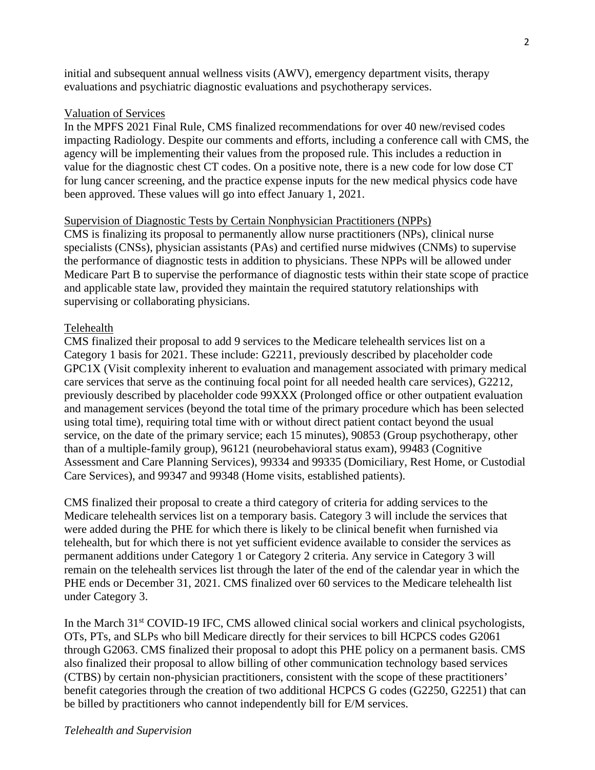initial and subsequent annual wellness visits (AWV), emergency department visits, therapy evaluations and psychiatric diagnostic evaluations and psychotherapy services.

<u>Valuation of Services</u>

In the MPFS 2021 Final Rule, CMS finalized recommendations for over 40 new/revised codes impacting Radiology. Despite our comments and efforts, including a conference call with CMS, the agency will be implementing their values from the proposed rule. This includes a reduction in value for the diagnostic chest CT codes. On a positive note, there is a new code for low dose CT for lung cancer screening, and the practice expense inputs for the new medical physics code have been approved. These values will go into effect January 1, 2021.

<u>Supervision of Diagnostic Tests by Certain Nonphysician Practitioners (NPPs)</u>

CMS is finalizing its proposal to permanently allow nurse practitioners (NPs), clinical nurse specialists (CNSs), physician assistants (PAs) and certified nurse midwives (CNMs) to supervise the performance of diagnostic tests in addition to physicians. These NPPs will be allowed under Medicare Part B to supervise the performance of diagnostic tests within their state scope of practice and applicable state law, provided they maintain the required statutory relationships with supervising or collaborating physicians.

<u>Telehealth</u>

CMS finalized their proposal to add 9 services to the Medicare telehealth services list on a Category 1 basis for 2021. These include: G2211, previously described by placeholder code GPC1X (Visit complexity inherent to evaluation and management associated with primary medical care services that serve as the continuing focal point for all needed health care services), G2212, previously described by placeholder code 99XXX (Prolonged office or other outpatient evaluation and management services (beyond the total time of the primary procedure which has been selected using total time), requiring total time with or without direct patient contact beyond the usual service, on the date of the primary service; each 15 minutes), 90853 (Group psychotherapy, other than of a multiple-family group), 96121 (neurobehavioral status exam), 99483 (Cognitive Assessment and Care Planning Services), 99334 and 99335 (Domiciliary, Rest Home, or Custodial Care Services), and 99347 and 99348 (Home visits, established patients).

CMS finalized their proposal to create a third category of criteria for adding services to the Medicare telehealth services list on a temporary basis. Category 3 will include the services that were added during the PHE for which there is likely to be clinical benefit when furnished via telehealth, but for which there is not yet sufficient evidence available to consider the services as permanent additions under Category 1 or Category 2 criteria. Any service in Category 3 will remain on the telehealth services list through the later of the end of the calendar year in which the PHE ends or December 31, 2021. CMS finalized over 60 services to the Medicare telehealth list under Category 3.

In the March 31st COVID-19 IFC, CMS allowed clinical social workers and clinical psychologists, OTs, PTs, and SLPs who bill Medicare directly for their services to bill HCPCS codes G2061 through G2063. CMS finalized their proposal to adopt this PHE policy on a permanent basis. CMS also finalized their proposal to allow billing of other communication technology based services (CTBS) by certain non-physician practitioners, consistent with the scope of these practitioners' benefit categories through the creation of two additional HCPCS G codes (G2250, G2251) that can be billed by practitioners who cannot independently bill for E/M services.

*Telehealth and Supervision*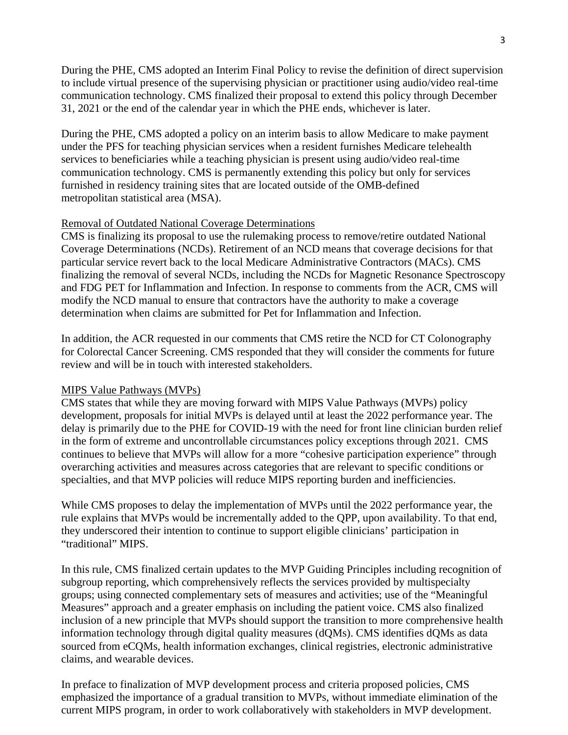During the PHE, CMS adopted an Interim Final Policy to revise the definition of direct supervision to include virtual presence of the supervising physician or practitioner using audio/video real-time communication technology. CMS finalized their proposal to extend this policy through December 31, 2021 or the end of the calendar year in which the PHE ends, whichever is later.

During the PHE, CMS adopted a policy on an interim basis to allow Medicare to make payment under the PFS for teaching physician services when a resident furnishes Medicare telehealth services to beneficiaries while a teaching physician is present using audio/video real-time communication technology. CMS is permanently extending this policy but only for services furnished in residency training sites that are located outside of the OMB-defined metropolitan statistical area (MSA).

<u>Removal of Outdated National Coverage Determinations</u>

CMS is finalizing its proposal to use the rulemaking process to remove/retire outdated National Coverage Determinations (NCDs). Retirement of an NCD means that coverage decisions for that particular service revert back to the local Medicare Administrative Contractors (MACs). CMS finalizing the removal of several NCDs, including the NCDs for Magnetic Resonance Spectroscopy and FDG PET for Inflammation and Infection. In response to comments from the ACR, CMS will modify the NCD manual to ensure that contractors have the authority to make a coverage determination when claims are submitted for Pet for Inflammation and Infection.

In addition, the ACR requested in our comments that CMS retire the NCD for CT Colonography for Colorectal Cancer Screening. CMS responded that they will consider the comments for future review and will be in touch with interested stakeholders.

<u>MIPS Value Pathways (MVPs)</u>

CMS states that while they are moving forward with MIPS Value Pathways (MVPs) policy development, proposals for initial MVPs is delayed until at least the 2022 performance year. The delay is primarily due to the PHE for COVID-19 with the need for front line clinician burden relief in the form of extreme and uncontrollable circumstances policy exceptions through 2021. CMS continues to believe that MVPs will allow for a more "cohesive participation experience" through overarching activities and measures across categories that are relevant to specific conditions or specialties, and that MVP policies will reduce MIPS reporting burden and inefficiencies.

While CMS proposes to delay the implementation of MVPs until the 2022 performance year, the rule explains that MVPs would be incrementally added to the QPP, upon availability. To that end, they underscored their intention to continue to support eligible clinicians' participation in "traditional" MIPS.

In this rule, CMS finalized certain updates to the MVP Guiding Principles including recognition of subgroup reporting, which comprehensively reflects the services provided by multispecialty groups; using connected complementary sets of measures and activities; use of the "Meaningful Measures" approach and a greater emphasis on including the patient voice. CMS also finalized inclusion of a new principle that MVPs should support the transition to more comprehensive health information technology through digital quality measures (dQMs). CMS identifies dQMs as data sourced from eCQMs, health information exchanges, clinical registries, electronic administrative claims, and wearable devices.

In preface to finalization of MVP development process and criteria proposed policies, CMS emphasized the importance of a gradual transition to MVPs, without immediate elimination of the current MIPS program, in order to work collaboratively with stakeholders in MVP development.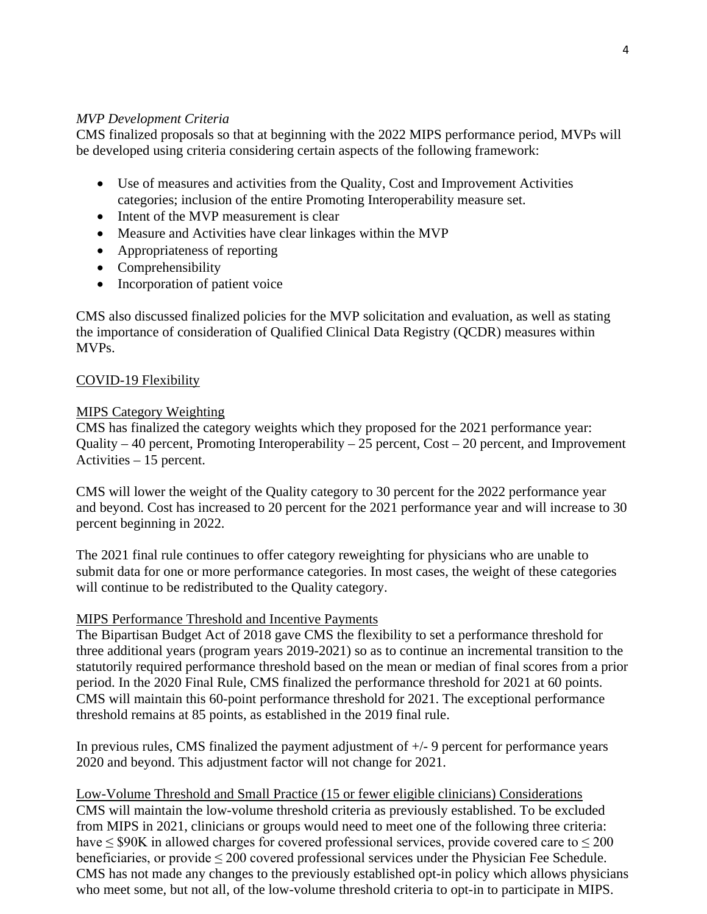*MVP Development Criteria*
CMS finalized proposals so that at beginning with the 2022 MIPS performance period, MVPs will be developed using criteria considering certain aspects of the following framework:

- Use of measures and activities from the Quality, Cost and Improvement Activities categories; inclusion of the entire Promoting Interoperability measure set.
- Intent of the MVP measurement is clear
- Measure and Activities have clear linkages within the MVP
- Appropriateness of reporting
- Comprehensibility
- Incorporation of patient voice

CMS also discussed finalized policies for the MVP solicitation and evaluation, as well as stating the importance of consideration of Qualified Clinical Data Registry (QCDR) measures within MVPs.

<u>COVID-19 Flexibility</u>

<u>MIPS Category Weighting</u>
CMS has finalized the category weights which they proposed for the 2021 performance year: Quality – 40 percent, Promoting Interoperability – 25 percent, Cost – 20 percent, and Improvement Activities – 15 percent.

CMS will lower the weight of the Quality category to 30 percent for the 2022 performance year and beyond. Cost has increased to 20 percent for the 2021 performance year and will increase to 30 percent beginning in 2022.

The 2021 final rule continues to offer category reweighting for physicians who are unable to submit data for one or more performance categories. In most cases, the weight of these categories will continue to be redistributed to the Quality category.

<u>MIPS Performance Threshold and Incentive Payments</u>
The Bipartisan Budget Act of 2018 gave CMS the flexibility to set a performance threshold for three additional years (program years 2019-2021) so as to continue an incremental transition to the statutorily required performance threshold based on the mean or median of final scores from a prior period. In the 2020 Final Rule, CMS finalized the performance threshold for 2021 at 60 points. CMS will maintain this 60-point performance threshold for 2021. The exceptional performance threshold remains at 85 points, as established in the 2019 final rule.

In previous rules, CMS finalized the payment adjustment of +/- 9 percent for performance years 2020 and beyond. This adjustment factor will not change for 2021.

<u>Low-Volume Threshold and Small Practice (15 or fewer eligible clinicians) Considerations</u>
CMS will maintain the low-volume threshold criteria as previously established. To be excluded from MIPS in 2021, clinicians or groups would need to meet one of the following three criteria: have ≤ $90K in allowed charges for covered professional services, provide covered care to ≤ 200 beneficiaries, or provide ≤ 200 covered professional services under the Physician Fee Schedule. CMS has not made any changes to the previously established opt-in policy which allows physicians who meet some, but not all, of the low-volume threshold criteria to opt-in to participate in MIPS.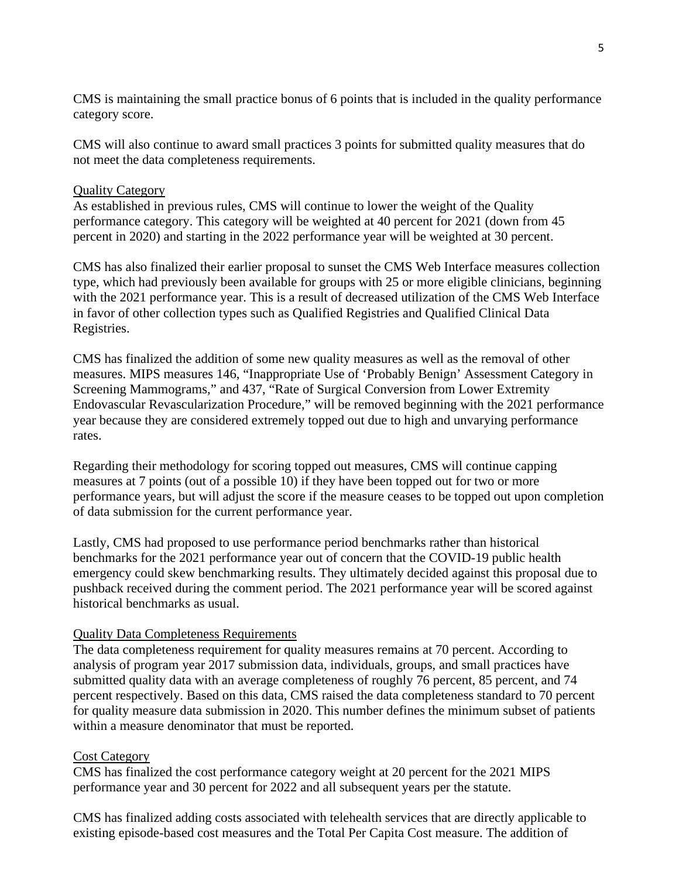CMS is maintaining the small practice bonus of 6 points that is included in the quality performance category score.

CMS will also continue to award small practices 3 points for submitted quality measures that do not meet the data completeness requirements.

Quality Category

As established in previous rules, CMS will continue to lower the weight of the Quality performance category. This category will be weighted at 40 percent for 2021 (down from 45 percent in 2020) and starting in the 2022 performance year will be weighted at 30 percent.

CMS has also finalized their earlier proposal to sunset the CMS Web Interface measures collection type, which had previously been available for groups with 25 or more eligible clinicians, beginning with the 2021 performance year. This is a result of decreased utilization of the CMS Web Interface in favor of other collection types such as Qualified Registries and Qualified Clinical Data Registries.

CMS has finalized the addition of some new quality measures as well as the removal of other measures. MIPS measures 146, "Inappropriate Use of 'Probably Benign' Assessment Category in Screening Mammograms," and 437, "Rate of Surgical Conversion from Lower Extremity Endovascular Revascularization Procedure," will be removed beginning with the 2021 performance year because they are considered extremely topped out due to high and unvarying performance rates.

Regarding their methodology for scoring topped out measures, CMS will continue capping measures at 7 points (out of a possible 10) if they have been topped out for two or more performance years, but will adjust the score if the measure ceases to be topped out upon completion of data submission for the current performance year.

Lastly, CMS had proposed to use performance period benchmarks rather than historical benchmarks for the 2021 performance year out of concern that the COVID-19 public health emergency could skew benchmarking results. They ultimately decided against this proposal due to pushback received during the comment period. The 2021 performance year will be scored against historical benchmarks as usual.

Quality Data Completeness Requirements

The data completeness requirement for quality measures remains at 70 percent. According to analysis of program year 2017 submission data, individuals, groups, and small practices have submitted quality data with an average completeness of roughly 76 percent, 85 percent, and 74 percent respectively. Based on this data, CMS raised the data completeness standard to 70 percent for quality measure data submission in 2020. This number defines the minimum subset of patients within a measure denominator that must be reported.

Cost Category

CMS has finalized the cost performance category weight at 20 percent for the 2021 MIPS performance year and 30 percent for 2022 and all subsequent years per the statute.

CMS has finalized adding costs associated with telehealth services that are directly applicable to existing episode-based cost measures and the Total Per Capita Cost measure. The addition of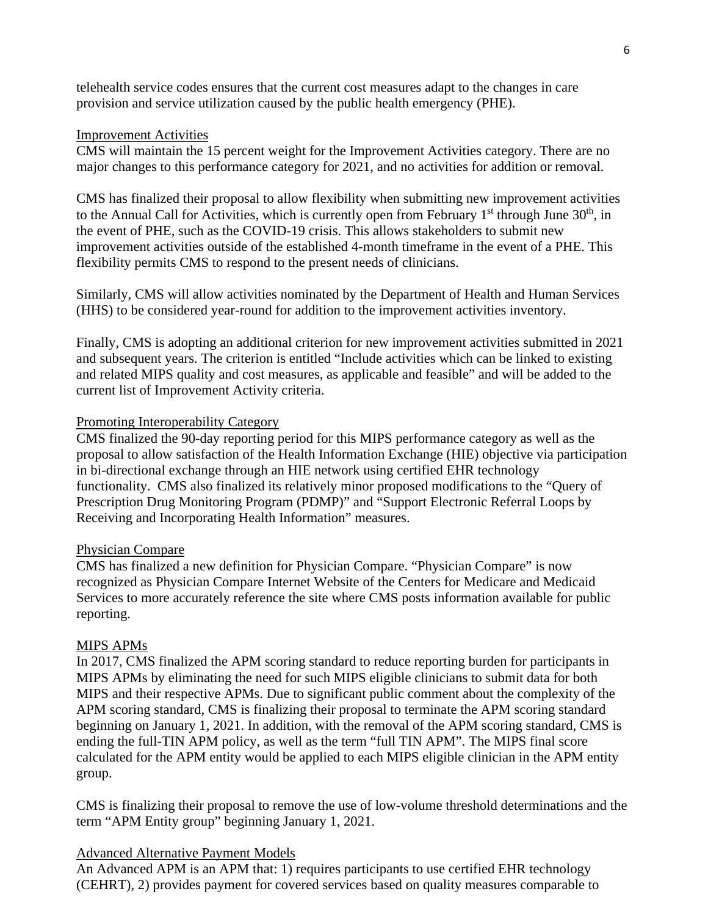telehealth service codes ensures that the current cost measures adapt to the changes in care provision and service utilization caused by the public health emergency (PHE).

Improvement Activities

CMS will maintain the 15 percent weight for the Improvement Activities category. There are no major changes to this performance category for 2021, and no activities for addition or removal.

CMS has finalized their proposal to allow flexibility when submitting new improvement activities to the Annual Call for Activities, which is currently open from February 1st through June 30th, in the event of PHE, such as the COVID-19 crisis. This allows stakeholders to submit new improvement activities outside of the established 4-month timeframe in the event of a PHE. This flexibility permits CMS to respond to the present needs of clinicians.

Similarly, CMS will allow activities nominated by the Department of Health and Human Services (HHS) to be considered year-round for addition to the improvement activities inventory.

Finally, CMS is adopting an additional criterion for new improvement activities submitted in 2021 and subsequent years. The criterion is entitled "Include activities which can be linked to existing and related MIPS quality and cost measures, as applicable and feasible" and will be added to the current list of Improvement Activity criteria.

Promoting Interoperability Category

CMS finalized the 90-day reporting period for this MIPS performance category as well as the proposal to allow satisfaction of the Health Information Exchange (HIE) objective via participation in bi-directional exchange through an HIE network using certified EHR technology functionality. CMS also finalized its relatively minor proposed modifications to the "Query of Prescription Drug Monitoring Program (PDMP)" and "Support Electronic Referral Loops by Receiving and Incorporating Health Information" measures.

Physician Compare

CMS has finalized a new definition for Physician Compare. "Physician Compare" is now recognized as Physician Compare Internet Website of the Centers for Medicare and Medicaid Services to more accurately reference the site where CMS posts information available for public reporting.

MIPS APMs

In 2017, CMS finalized the APM scoring standard to reduce reporting burden for participants in MIPS APMs by eliminating the need for such MIPS eligible clinicians to submit data for both MIPS and their respective APMs. Due to significant public comment about the complexity of the APM scoring standard, CMS is finalizing their proposal to terminate the APM scoring standard beginning on January 1, 2021. In addition, with the removal of the APM scoring standard, CMS is ending the full-TIN APM policy, as well as the term "full TIN APM". The MIPS final score calculated for the APM entity would be applied to each MIPS eligible clinician in the APM entity group.

CMS is finalizing their proposal to remove the use of low-volume threshold determinations and the term "APM Entity group" beginning January 1, 2021.

Advanced Alternative Payment Models

An Advanced APM is an APM that: 1) requires participants to use certified EHR technology (CEHRT), 2) provides payment for covered services based on quality measures comparable to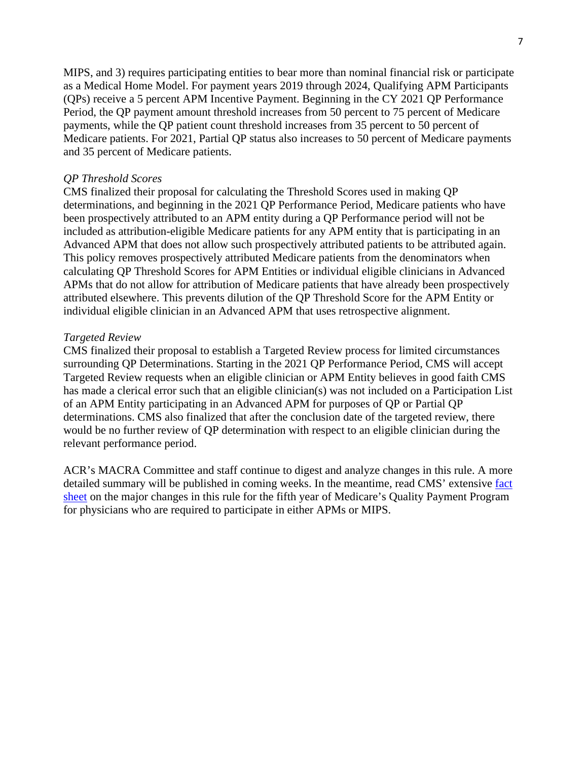MIPS, and 3) requires participating entities to bear more than nominal financial risk or participate as a Medical Home Model. For payment years 2019 through 2024, Qualifying APM Participants (QPs) receive a 5 percent APM Incentive Payment. Beginning in the CY 2021 QP Performance Period, the QP payment amount threshold increases from 50 percent to 75 percent of Medicare payments, while the QP patient count threshold increases from 35 percent to 50 percent of Medicare patients. For 2021, Partial QP status also increases to 50 percent of Medicare payments and 35 percent of Medicare patients.

*QP Threshold Scores*

CMS finalized their proposal for calculating the Threshold Scores used in making QP determinations, and beginning in the 2021 QP Performance Period, Medicare patients who have been prospectively attributed to an APM entity during a QP Performance period will not be included as attribution-eligible Medicare patients for any APM entity that is participating in an Advanced APM that does not allow such prospectively attributed patients to be attributed again. This policy removes prospectively attributed Medicare patients from the denominators when calculating QP Threshold Scores for APM Entities or individual eligible clinicians in Advanced APMs that do not allow for attribution of Medicare patients that have already been prospectively attributed elsewhere. This prevents dilution of the QP Threshold Score for the APM Entity or individual eligible clinician in an Advanced APM that uses retrospective alignment.

*Targeted Review*

CMS finalized their proposal to establish a Targeted Review process for limited circumstances surrounding QP Determinations. Starting in the 2021 QP Performance Period, CMS will accept Targeted Review requests when an eligible clinician or APM Entity believes in good faith CMS has made a clerical error such that an eligible clinician(s) was not included on a Participation List of an APM Entity participating in an Advanced APM for purposes of QP or Partial QP determinations. CMS also finalized that after the conclusion date of the targeted review, there would be no further review of QP determination with respect to an eligible clinician during the relevant performance period.

ACR's MACRA Committee and staff continue to digest and analyze changes in this rule. A more detailed summary will be published in coming weeks. In the meantime, read CMS' extensive fact sheet on the major changes in this rule for the fifth year of Medicare's Quality Payment Program for physicians who are required to participate in either APMs or MIPS.